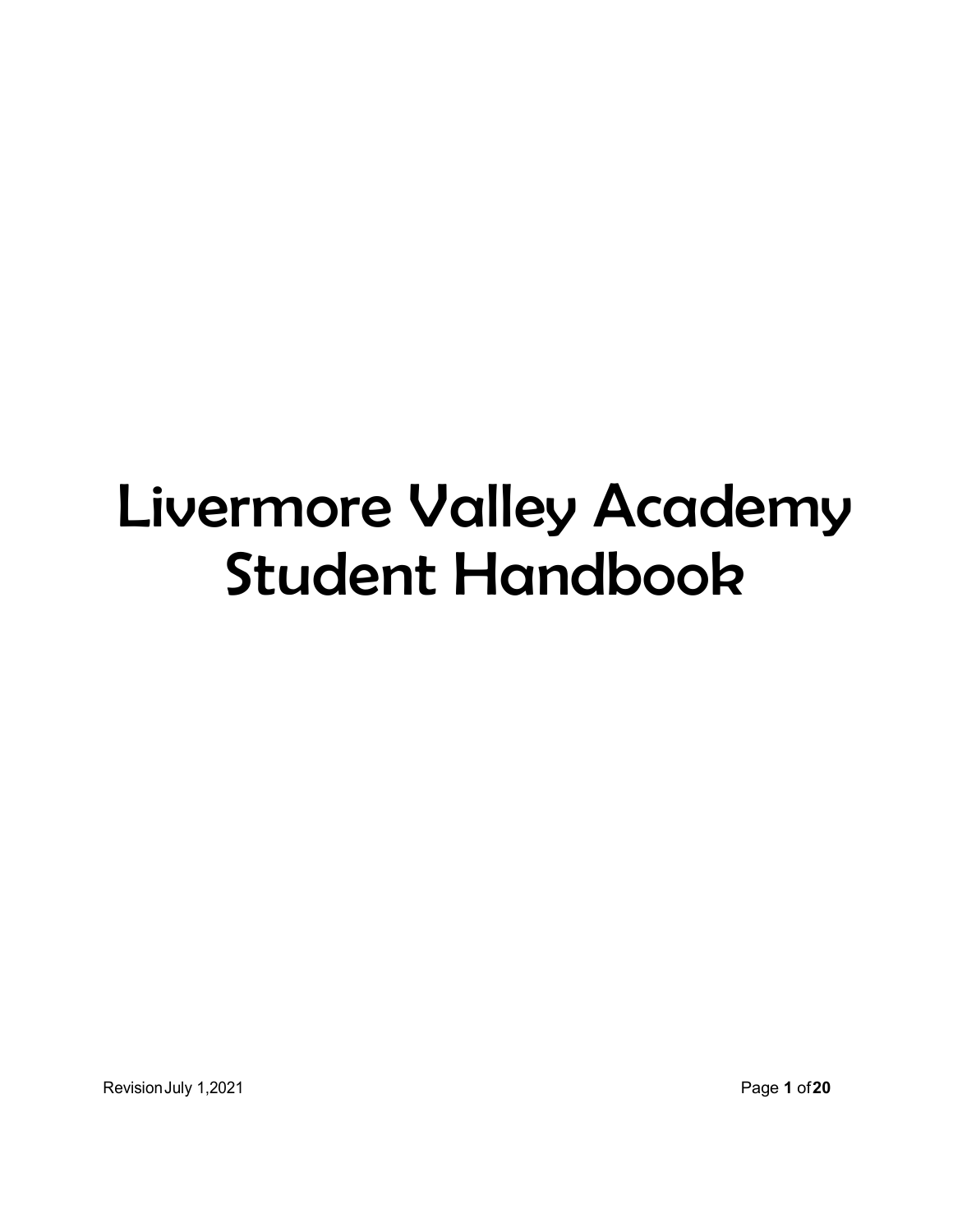# Livermore Valley Academy Student Handbook

Revision July 1,2021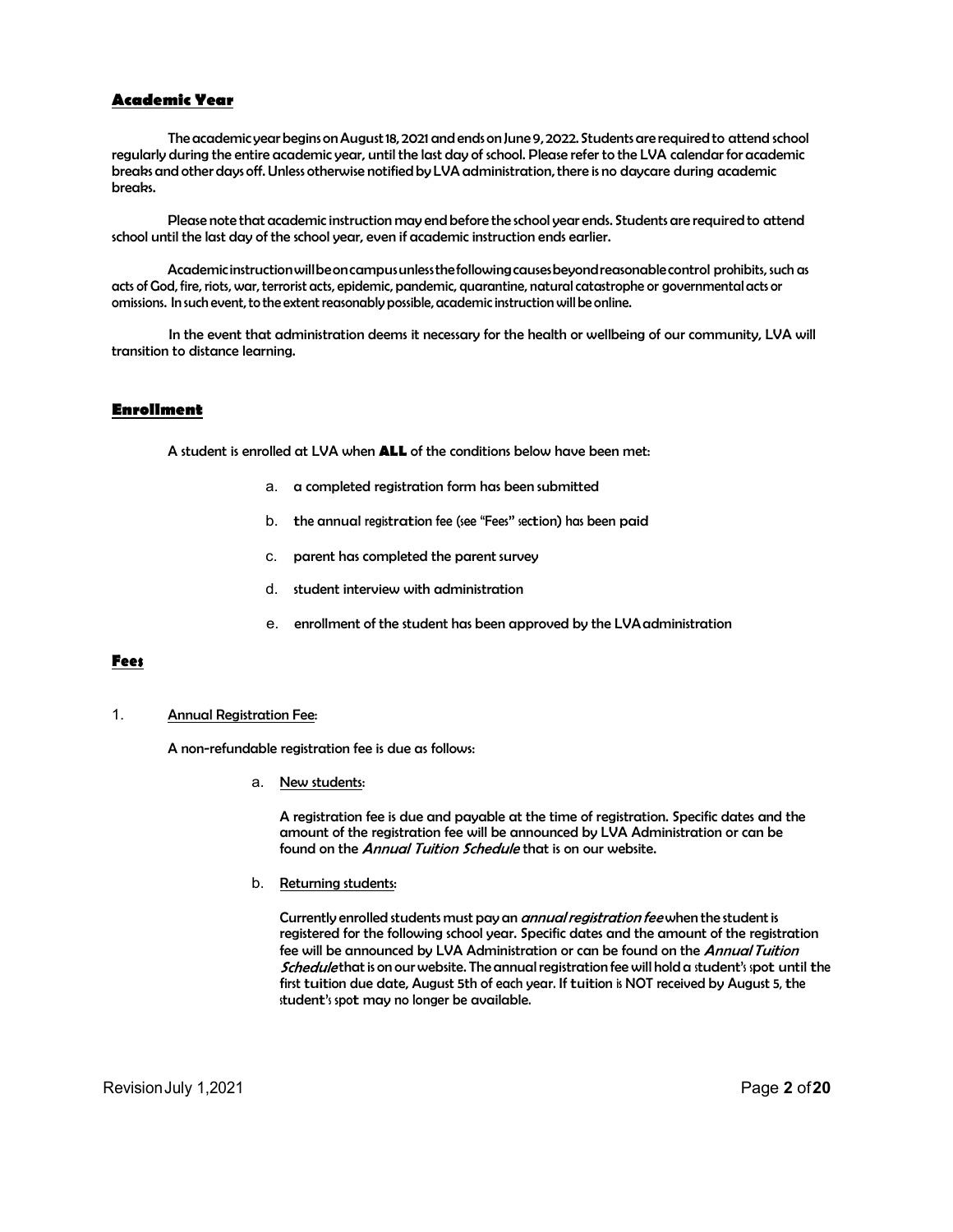## Academic Year

The academic year begins on August 18, 2021 and ends on June 9, 2022. Students are required to attend school regularly during the entire academic year, until the last day of school. Please refer to the LVA calendar for academic breaks and other days off. Unless otherwise notified by LVA administration, there is no daycare during academic breaks.

Please note that academic instruction may end before the school year ends. Students are required to attend school until the last day of the school year, even if academic instruction ends earlier.

Academic instruction will be on campus unless the following causes beyond reasonable control prohibits, such as acts of God, fire, riots, war, terrorist acts, epidemic, pandemic, quarantine, natural catastrophe or governmental acts or omissions. In such event, to the extent reasonably possible, academic instruction will be online.

In the event that administration deems it necessary for the health or wellbeing of our community, LVA will transition to distance learning.

## Enrollment

A student is enrolled at LVA when **ALL** of the conditions below have been met:

a. a completed registration form has been submitted

b. the annual registration fee (see "Fees" section) has been paid

c. parent has completed the parent survey

d. student interview with administration

e. enrollment of the student has been approved by the LVA administration

## Fees

1. Annual Registration Fee:

A non-refundable registration fee is due as follows:

a. New students:

A registration fee is due and payable at the time of registration. Specific dates and the amount of the registration fee will be announced by LVA Administration or can be found on the *Annual Tuition Schedule* that is on our website.

b. Returning students:

Currently enrolled students must pay an *annual registration fee* when the student is registered for the following school year. Specific dates and the amount of the registration fee will be announced by LVA Administration or can be found on the *Annual Tuition Schedule* that is on our website. The annual registration fee will hold a student's spot until the first tuition due date, August 5th of each year. If tuition is NOT received by August 5, the student's spot may no longer be available.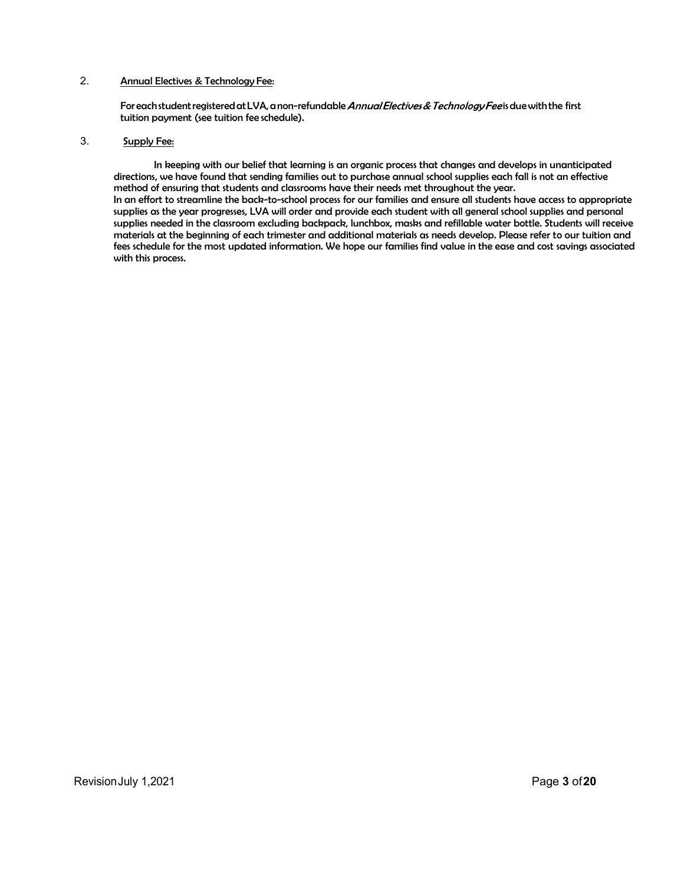2. <u>Annual Electives & Technology Fee</u>:

   For each student registered at LVA, a non-refundable *Annual Electives & Technology Fee* is due with the first tuition payment (see tuition fee schedule).

3. <u>Supply Fee:</u>

   In keeping with our belief that learning is an organic process that changes and develops in unanticipated directions, we have found that sending families out to purchase annual school supplies each fall is not an effective method of ensuring that students and classrooms have their needs met throughout the year.
   In an effort to streamline the back-to-school process for our families and ensure all students have access to appropriate supplies as the year progresses, LVA will order and provide each student with all general school supplies and personal supplies needed in the classroom excluding backpack, lunchbox, masks and refillable water bottle. Students will receive materials at the beginning of each trimester and additional materials as needs develop. Please refer to our tuition and fees schedule for the most updated information. We hope our families find value in the ease and cost savings associated with this process.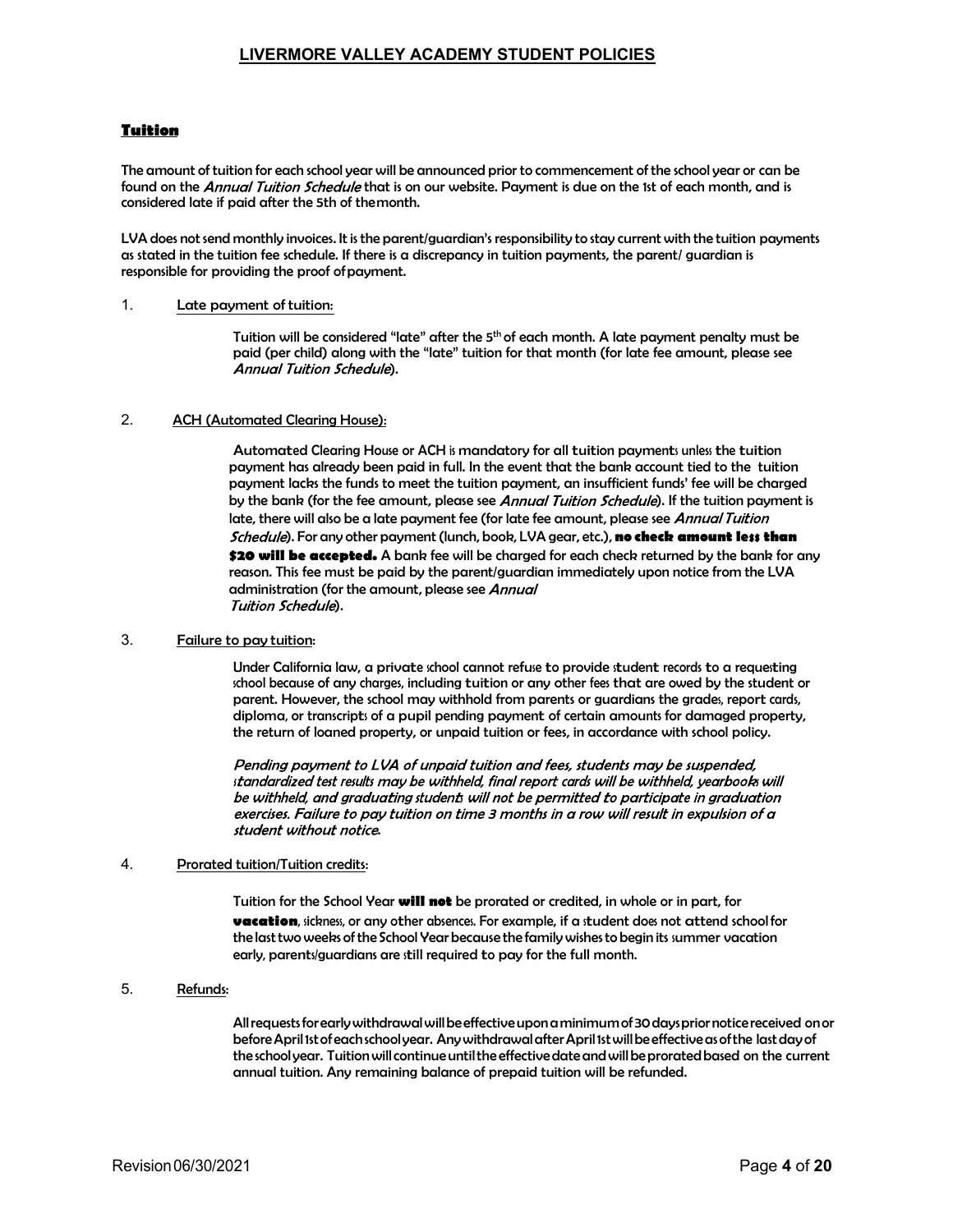## Tuition

The amount of tuition for each school year will be announced prior to commencement of the school year or can be found on the *Annual Tuition Schedule* that is on our website. Payment is due on the 1st of each month, and is considered late if paid after the 5th of the month.

LVA does not send monthly invoices. It is the parent/guardian's responsibility to stay current with the tuition payments as stated in the tuition fee schedule. If there is a discrepancy in tuition payments, the parent/ guardian is responsible for providing the proof of payment.

1. Late payment of tuition:

   Tuition will be considered "late" after the 5th of each month. A late payment penalty must be paid (per child) along with the "late" tuition for that month (for late fee amount, please see *Annual Tuition Schedule*).

2. ACH (Automated Clearing House):

   Automated Clearing House or ACH is mandatory for all tuition payments unless the tuition payment has already been paid in full. In the event that the bank account tied to the tuition payment lacks the funds to meet the tuition payment, an insufficient funds' fee will be charged by the bank (for the fee amount, please see *Annual Tuition Schedule*). If the tuition payment is late, there will also be a late payment fee (for late fee amount, please see *Annual Tuition Schedule*). For any other payment (lunch, book, LVA gear, etc.), **no check amount less than $20 will be accepted.** A bank fee will be charged for each check returned by the bank for any reason. This fee must be paid by the parent/guardian immediately upon notice from the LVA administration (for the amount, please see *Annual Tuition Schedule*).

3. Failure to pay tuition:

   Under California law, a private school cannot refuse to provide student records to a requesting school because of any charges, including tuition or any other fees that are owed by the student or parent. However, the school may withhold from parents or guardians the grades, report cards, diploma, or transcripts of a pupil pending payment of certain amounts for damaged property, the return of loaned property, or unpaid tuition or fees, in accordance with school policy.

   *Pending payment to LVA of unpaid tuition and fees, students may be suspended, standardized test results may be withheld, final report cards will be withheld, yearbooks will be withheld, and graduating students will not be permitted to participate in graduation exercises. Failure to pay tuition on time 3 months in a row will result in expulsion of a student without notice.*

4. Prorated tuition/Tuition credits:

   Tuition for the School Year **will not** be prorated or credited, in whole or in part, for **vacation**, sickness, or any other absences. For example, if a student does not attend school for the last two weeks of the School Year because the family wishes to begin its summer vacation early, parents/guardians are still required to pay for the full month.

5. Refunds:

   All requests for early withdrawal will be effective upon a minimum of 30 days prior notice received on or before April 1st of each school year. Any withdrawal after April 1st will be effective as of the last day of the school year. Tuition will continue until the effective date and will be prorated based on the current annual tuition. Any remaining balance of prepaid tuition will be refunded.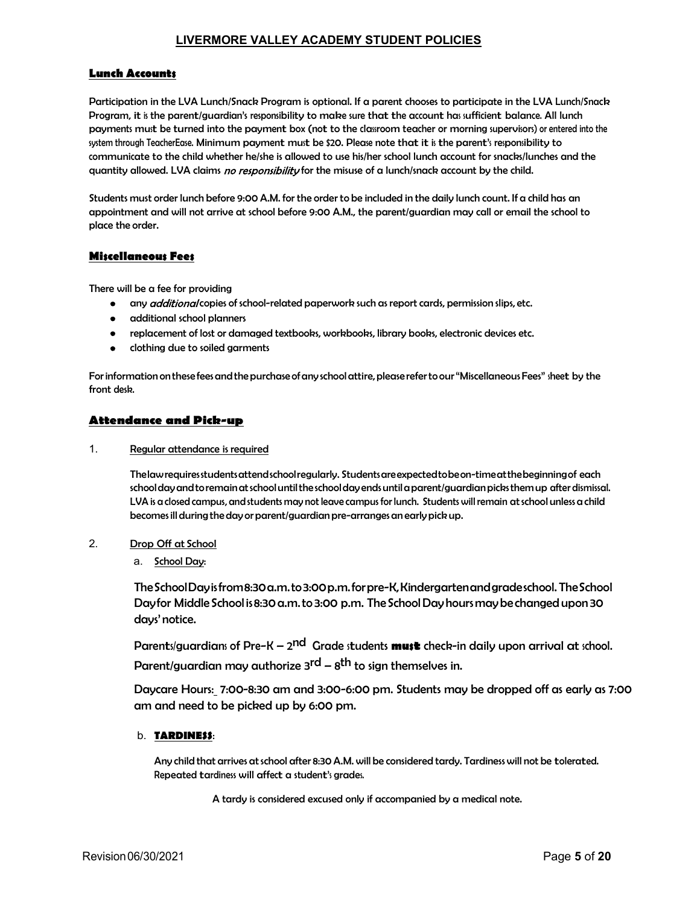## Lunch Accounts

Participation in the LVA Lunch/Snack Program is optional. If a parent chooses to participate in the LVA Lunch/Snack Program, it is the parent/guardian's responsibility to make sure that the account has sufficient balance. All lunch payments must be turned into the payment box (not to the classroom teacher or morning supervisors) or entered into the system through TeacherEase. Minimum payment must be $20. Please note that it is the parent's responsibility to communicate to the child whether he/she is allowed to use his/her school lunch account for snacks/lunches and the quantity allowed. LVA claims *no responsibility* for the misuse of a lunch/snack account by the child.

Students must order lunch before 9:00 A.M. for the order to be included in the daily lunch count. If a child has an appointment and will not arrive at school before 9:00 A.M., the parent/guardian may call or email the school to place the order.

## Miscellaneous Fees

There will be a fee for providing

- any *additional* copies of school-related paperwork such as report cards, permission slips, etc.
- additional school planners
- replacement of lost or damaged textbooks, workbooks, library books, electronic devices etc.
- clothing due to soiled garments

For information on these fees and the purchase of any school attire, please refer to our "Miscellaneous Fees" sheet by the front desk.

## Attendance and Pick-up

1. Regular attendance is required

   The law requires students attend school regularly. Students are expected to be on-time at the beginning of each school day and to remain at school until the school day ends until a parent/guardian picks them up after dismissal. LVA is a closed campus, and students may not leave campus for lunch. Students will remain at school unless a child becomes ill during the day or parent/guardian pre-arranges an early pick up.

2. Drop Off at School

   a. School Day:

   The School Day is from 8:30 a.m. to 3:00 p.m. for pre-K, Kindergarten and grade school. The School Day for Middle School is 8:30 a.m. to 3:00 p.m. The School Day hours may be changed upon 30 days' notice.

   Parents/guardians of Pre-K – 2nd Grade students **must** check-in daily upon arrival at school. Parent/guardian may authorize 3rd – 8th to sign themselves in.

   Daycare Hours: 7:00-8:30 am and 3:00-6:00 pm. Students may be dropped off as early as 7:00 am and need to be picked up by 6:00 pm.

   b. **TARDINESS**:

   Any child that arrives at school after 8:30 A.M. will be considered tardy. Tardiness will not be tolerated. Repeated tardiness will affect a student's grades.

   A tardy is considered excused only if accompanied by a medical note.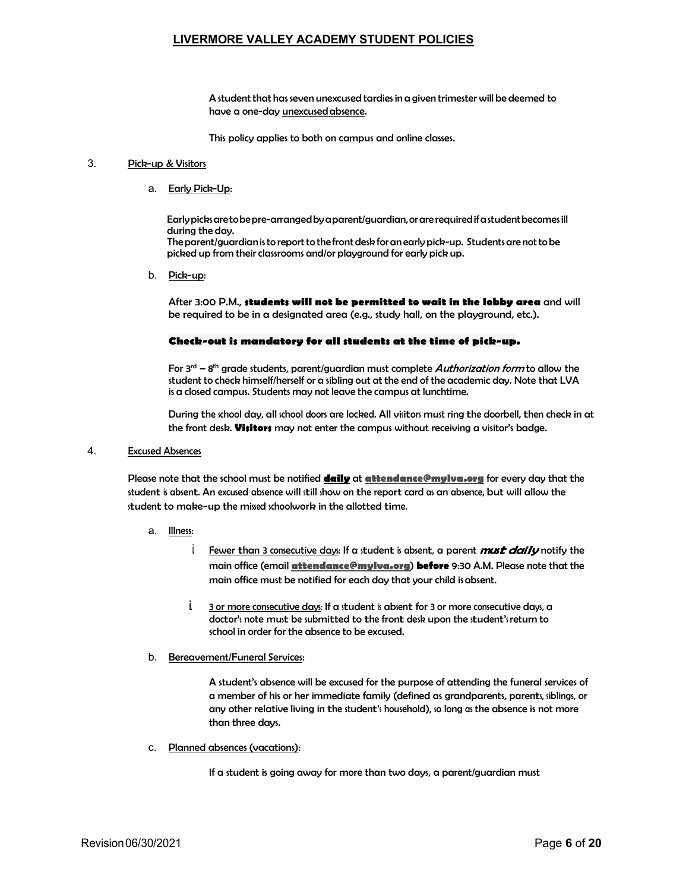A student that has seven unexcused tardies in a given trimester will be deemed to have a one-day unexcused absence.

This policy applies to both on campus and online classes.

3. Pick-up & Visitors

   a. Early Pick-Up:

      Early picks are to be pre-arranged by a parent/guardian, or are required if a student becomes ill during the day.
      The parent/guardian is to report to the front desk for an early pick-up. Students are not to be picked up from their classrooms and/or playground for early pick up.

   b. Pick-up:

      After 3:00 P.M., **students will not be permitted to wait in the lobby area** and will be required to be in a designated area (e.g., study hall, on the playground, etc.).

      **Check-out is mandatory for all students at the time of pick-up.**

      For 3rd – 8th grade students, parent/guardian must complete *Authorization form* to allow the student to check himself/herself or a sibling out at the end of the academic day. Note that LVA is a closed campus. Students may not leave the campus at lunchtime.

      During the school day, all school doors are locked. All visitors must ring the doorbell, then check in at the front desk. **Visitors** may not enter the campus without receiving a visitor's badge.

4. Excused Absences

   Please note that the school must be notified **daily** at **attendance@mylva.org** for every day that the student is absent. An excused absence will still show on the report card as an absence, but will allow the student to make-up the missed schoolwork in the allotted time.

   a. Illness:

      i. Fewer than 3 consecutive days: If a student is absent, a parent ***must daily*** notify the main office (email **attendance@mylva.org**) **before** 9:30 A.M. Please note that the main office must be notified for each day that your child is absent.

      i. 3 or more consecutive days: If a student is absent for 3 or more consecutive days, a doctor's note must be submitted to the front desk upon the student's return to school in order for the absence to be excused.

   b. Bereavement/Funeral Services:

      A student's absence will be excused for the purpose of attending the funeral services of a member of his or her immediate family (defined as grandparents, parents, siblings, or any other relative living in the student's household), so long as the absence is not more than three days.

   c. Planned absences (vacations):

      If a student is going away for more than two days, a parent/guardian must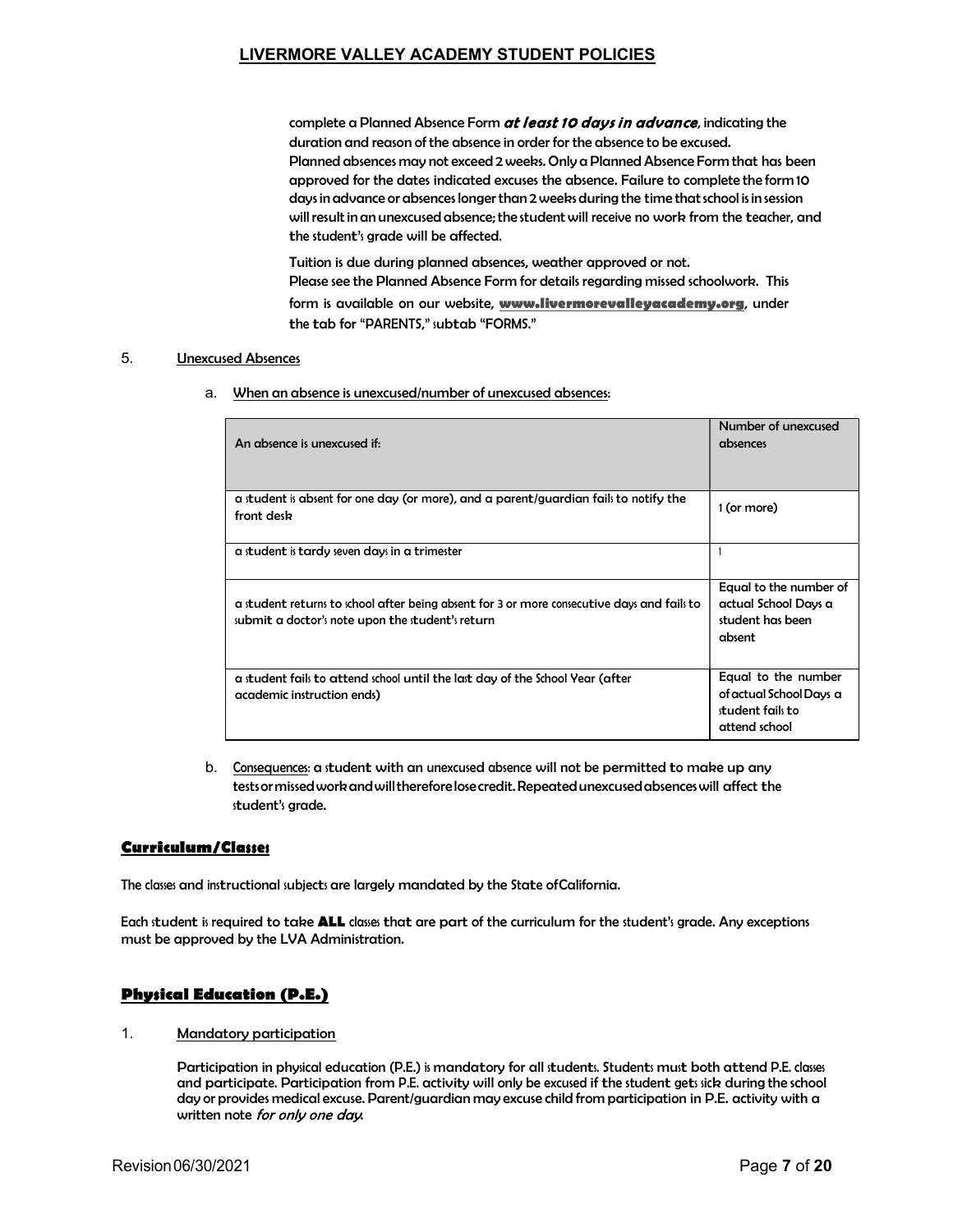complete a Planned Absence Form ***at least 10 days in advance***, indicating the duration and reason of the absence in order for the absence to be excused. Planned absences may not exceed 2 weeks. Only a Planned Absence Form that has been approved for the dates indicated excuses the absence. Failure to complete the form 10 days in advance or absences longer than 2 weeks during the time that school is in session will result in an unexcused absence; the student will receive no work from the teacher, and the student's grade will be affected.

Tuition is due during planned absences, weather approved or not.
Please see the Planned Absence Form for details regarding missed schoolwork. This form is available on our website, **www.livermorevalleyacademy.org**, under the tab for "PARENTS," subtab "FORMS."

5. Unexcused Absences

   a. When an absence is unexcused/number of unexcused absences:

| An absence is unexcused if: | Number of unexcused absences |
|---|---|
| a student is absent for one day (or more), and a parent/guardian fails to notify the front desk | 1 (or more) |
| a student is tardy seven days in a trimester | 1 |
| a student returns to school after being absent for 3 or more consecutive days and fails to submit a doctor's note upon the student's return | Equal to the number of actual School Days a student has been absent |
| a student fails to attend school until the last day of the School Year (after academic instruction ends) | Equal to the number of actual School Days a student fails to attend school |

   b. Consequences: a student with an unexcused absence will not be permitted to make up any tests or missed work and will therefore lose credit. Repeated unexcused absences will affect the student's grade.

## **Curriculum/Classes**

The classes and instructional subjects are largely mandated by the State of California.

Each student is required to take **ALL** classes that are part of the curriculum for the student's grade. Any exceptions must be approved by the LVA Administration.

## **Physical Education (P.E.)**

1. Mandatory participation

   Participation in physical education (P.E.) is mandatory for all students. Students must both attend P.E. classes and participate. Participation from P.E. activity will only be excused if the student gets sick during the school day or provides medical excuse. Parent/guardian may excuse child from participation in P.E. activity with a written note *for only one day*.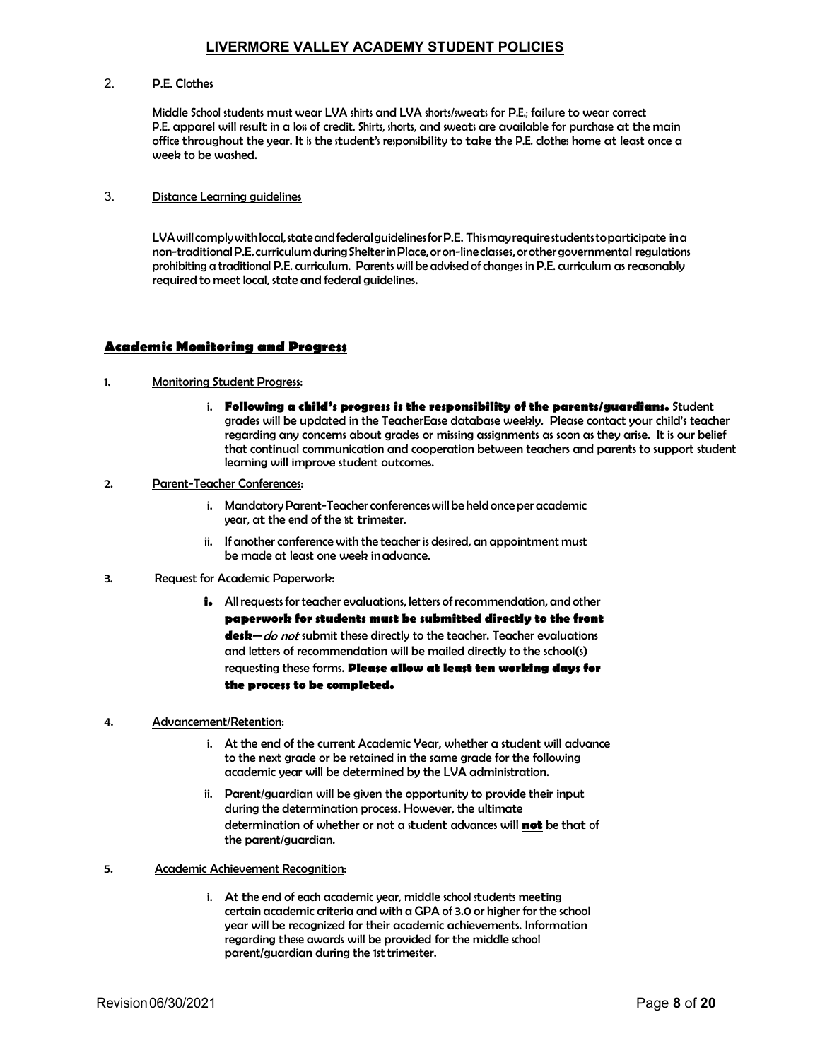2. P.E. Clothes

Middle School students must wear LVA shirts and LVA shorts/sweats for P.E.; failure to wear correct P.E. apparel will result in a loss of credit. Shirts, shorts, and sweats are available for purchase at the main office throughout the year. It is the student's responsibility to take the P.E. clothes home at least once a week to be washed.

3. Distance Learning guidelines

LVA will comply with local, state and federal guidelines for P.E. This may require students to participate in a non-traditional P.E. curriculum during Shelter in Place, or on-line classes, or other governmental regulations prohibiting a traditional P.E. curriculum. Parents will be advised of changes in P.E. curriculum as reasonably required to meet local, state and federal guidelines.

## Academic Monitoring and Progress

1. Monitoring Student Progress:

   i. **Following a child's progress is the responsibility of the parents/guardians.** Student grades will be updated in the TeacherEase database weekly. Please contact your child's teacher regarding any concerns about grades or missing assignments as soon as they arise. It is our belief that continual communication and cooperation between teachers and parents to support student learning will improve student outcomes.

2. Parent-Teacher Conferences:

   i. Mandatory Parent-Teacher conferences will be held once per academic year, at the end of the 1st trimester.

   ii. If another conference with the teacher is desired, an appointment must be made at least one week in advance.

3. Request for Academic Paperwork:

   i. All requests for teacher evaluations, letters of recommendation, and other **paperwork for students must be submitted directly to the front desk**—*do not* submit these directly to the teacher. Teacher evaluations and letters of recommendation will be mailed directly to the school(s) requesting these forms. **Please allow at least ten working days for the process to be completed.**

4. Advancement/Retention:

   i. At the end of the current Academic Year, whether a student will advance to the next grade or be retained in the same grade for the following academic year will be determined by the LVA administration.

   ii. Parent/guardian will be given the opportunity to provide their input during the determination process. However, the ultimate determination of whether or not a student advances will **not** be that of the parent/guardian.

5. Academic Achievement Recognition:

   i. At the end of each academic year, middle school students meeting certain academic criteria and with a GPA of 3.0 or higher for the school year will be recognized for their academic achievements. Information regarding these awards will be provided for the middle school parent/guardian during the 1st trimester.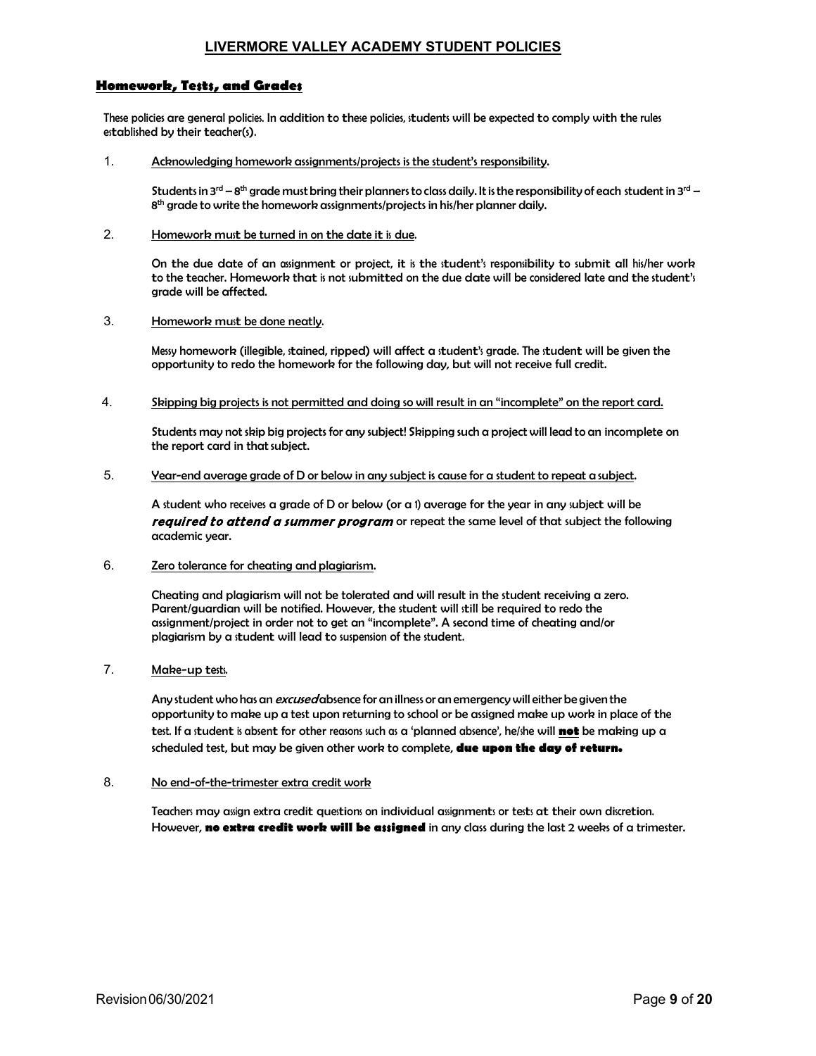# LIVERMORE VALLEY ACADEMY STUDENT POLICIES

## Homework, Tests, and Grades

These policies are general policies. In addition to these policies, students will be expected to comply with the rules established by their teacher(s).

1. Acknowledging homework assignments/projects is the student's responsibility.

   Students in 3rd – 8th grade must bring their planners to class daily. It is the responsibility of each student in 3rd – 8th grade to write the homework assignments/projects in his/her planner daily.

2. Homework must be turned in on the date it is due.

   On the due date of an assignment or project, it is the student's responsibility to submit all his/her work to the teacher. Homework that is not submitted on the due date will be considered late and the student's grade will be affected.

3. Homework must be done neatly.

   Messy homework (illegible, stained, ripped) will affect a student's grade. The student will be given the opportunity to redo the homework for the following day, but will not receive full credit.

4. Skipping big projects is not permitted and doing so will result in an "incomplete" on the report card.

   Students may not skip big projects for any subject! Skipping such a project will lead to an incomplete on the report card in that subject.

5. Year-end average grade of D or below in any subject is cause for a student to repeat a subject.

   A student who receives a grade of D or below (or a 1) average for the year in any subject will be ***required to attend a summer program*** or repeat the same level of that subject the following academic year.

6. Zero tolerance for cheating and plagiarism.

   Cheating and plagiarism will not be tolerated and will result in the student receiving a zero. Parent/guardian will be notified. However, the student will still be required to redo the assignment/project in order not to get an "incomplete". A second time of cheating and/or plagiarism by a student will lead to suspension of the student.

7. Make-up tests.

   Any student who has an *excused* absence for an illness or an emergency will either be given the opportunity to make up a test upon returning to school or be assigned make up work in place of the test. If a student is absent for other reasons such as a 'planned absence', he/she will **not** be making up a scheduled test, but may be given other work to complete, **due upon the day of return.**

8. No end-of-the-trimester extra credit work

   Teachers may assign extra credit questions on individual assignments or tests at their own discretion. However, **no extra credit work will be assigned** in any class during the last 2 weeks of a trimester.

Revision 06/30/2021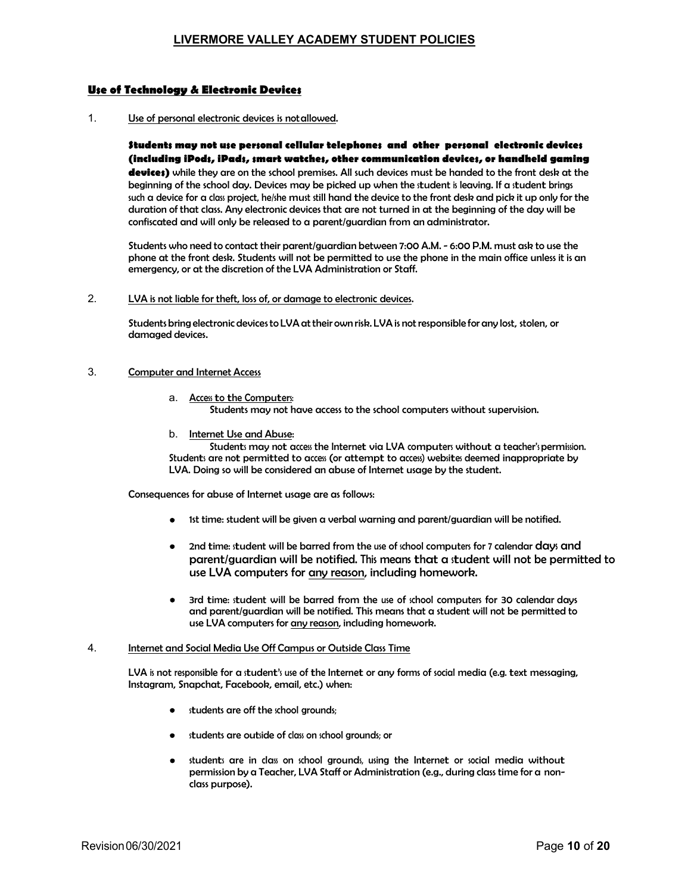## Use of Technology & Electronic Devices

1. Use of personal electronic devices is not allowed.

   **Students may not use personal cellular telephones and other personal electronic devices (including iPods, iPads, smart watches, other communication devices, or handheld gaming devices)** while they are on the school premises. All such devices must be handed to the front desk at the beginning of the school day. Devices may be picked up when the student is leaving. If a student brings such a device for a class project, he/she must still hand the device to the front desk and pick it up only for the duration of that class. Any electronic devices that are not turned in at the beginning of the day will be confiscated and will only be released to a parent/guardian from an administrator.

   Students who need to contact their parent/guardian between 7:00 A.M. - 6:00 P.M. must ask to use the phone at the front desk. Students will not be permitted to use the phone in the main office unless it is an emergency, or at the discretion of the LVA Administration or Staff.

2. LVA is not liable for theft, loss of, or damage to electronic devices.

   Students bring electronic devices to LVA at their own risk. LVA is not responsible for any lost, stolen, or damaged devices.

3. Computer and Internet Access

   a. Access to the Computers:
      Students may not have access to the school computers without supervision.

   b. Internet Use and Abuse:
      Students may not access the Internet via LVA computers without a teacher's permission. Students are not permitted to access (or attempt to access) websites deemed inappropriate by LVA. Doing so will be considered an abuse of Internet usage by the student.

   Consequences for abuse of Internet usage are as follows:

   - 1st time: student will be given a verbal warning and parent/guardian will be notified.
   - 2nd time: student will be barred from the use of school computers for 7 calendar days and parent/guardian will be notified. This means that a student will not be permitted to use LVA computers for any reason, including homework.
   - 3rd time: student will be barred from the use of school computers for 30 calendar days and parent/guardian will be notified. This means that a student will not be permitted to use LVA computers for any reason, including homework.

4. Internet and Social Media Use Off Campus or Outside Class Time

   LVA is not responsible for a student's use of the Internet or any forms of social media (e.g. text messaging, Instagram, Snapchat, Facebook, email, etc.) when:

   - students are off the school grounds;
   - students are outside of class on school grounds; or
   - students are in class on school grounds, using the Internet or social media without permission by a Teacher, LVA Staff or Administration (e.g., during class time for a non-class purpose).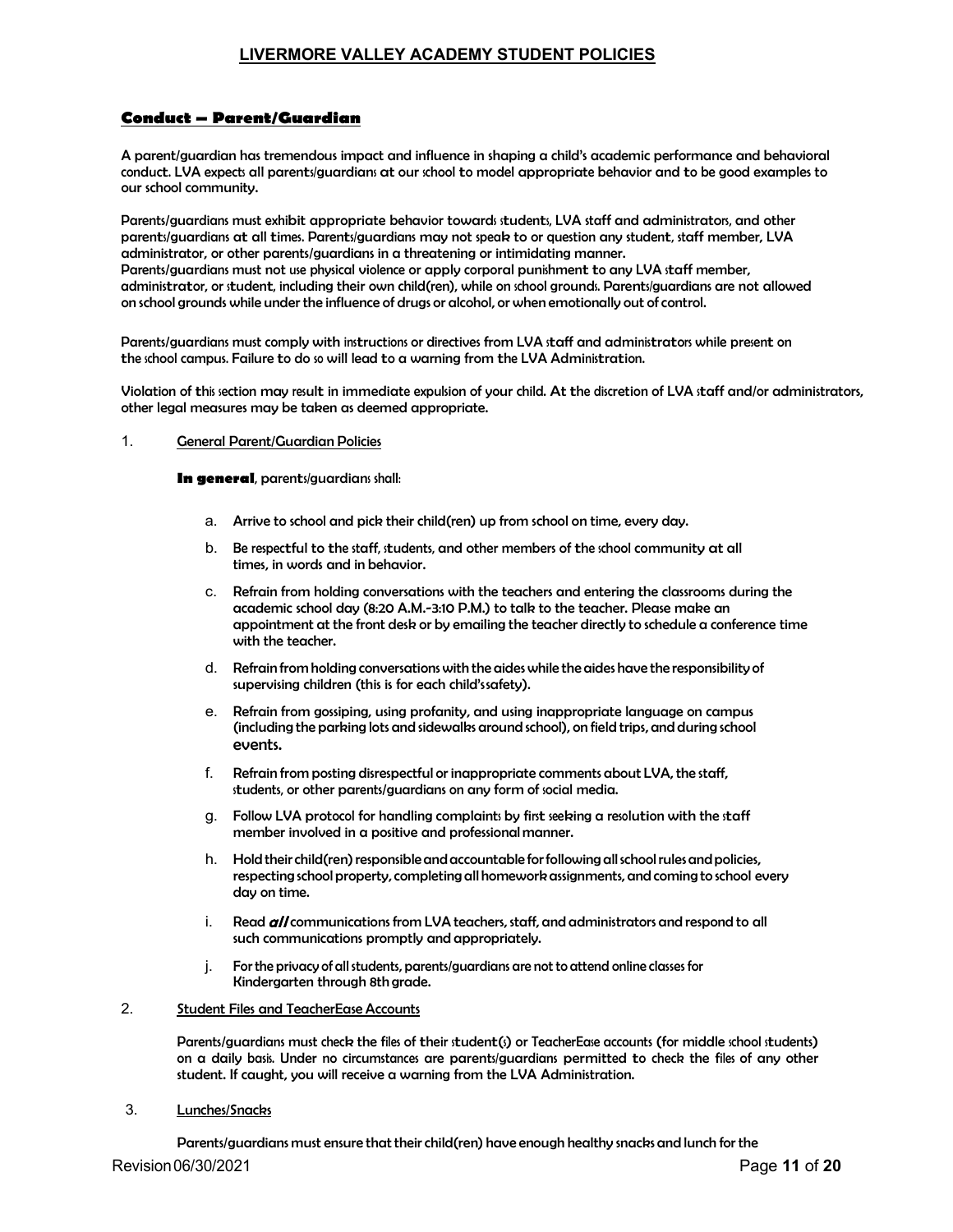## Conduct – Parent/Guardian

A parent/guardian has tremendous impact and influence in shaping a child's academic performance and behavioral conduct. LVA expects all parents/guardians at our school to model appropriate behavior and to be good examples to our school community.

Parents/guardians must exhibit appropriate behavior towards students, LVA staff and administrators, and other parents/guardians at all times. Parents/guardians may not speak to or question any student, staff member, LVA administrator, or other parents/guardians in a threatening or intimidating manner.
Parents/guardians must not use physical violence or apply corporal punishment to any LVA staff member, administrator, or student, including their own child(ren), while on school grounds. Parents/guardians are not allowed on school grounds while under the influence of drugs or alcohol, or when emotionally out of control.

Parents/guardians must comply with instructions or directives from LVA staff and administrators while present on the school campus. Failure to do so will lead to a warning from the LVA Administration.

Violation of this section may result in immediate expulsion of your child. At the discretion of LVA staff and/or administrators, other legal measures may be taken as deemed appropriate.

1. General Parent/Guardian Policies

**In general**, parents/guardians shall:

a. Arrive to school and pick their child(ren) up from school on time, every day.

b. Be respectful to the staff, students, and other members of the school community at all times, in words and in behavior.

c. Refrain from holding conversations with the teachers and entering the classrooms during the academic school day (8:20 A.M.-3:10 P.M.) to talk to the teacher. Please make an appointment at the front desk or by emailing the teacher directly to schedule a conference time with the teacher.

d. Refrain from holding conversations with the aides while the aides have the responsibility of supervising children (this is for each child's safety).

e. Refrain from gossiping, using profanity, and using inappropriate language on campus (including the parking lots and sidewalks around school), on field trips, and during school events.

f. Refrain from posting disrespectful or inappropriate comments about LVA, the staff, students, or other parents/guardians on any form of social media.

g. Follow LVA protocol for handling complaints by first seeking a resolution with the staff member involved in a positive and professional manner.

h. Hold their child(ren) responsible and accountable for following all school rules and policies, respecting school property, completing all homework assignments, and coming to school every day on time.

i. Read ***all*** communications from LVA teachers, staff, and administrators and respond to all such communications promptly and appropriately.

j. For the privacy of all students, parents/guardians are not to attend online classes for Kindergarten through 8th grade.

2. Student Files and TeacherEase Accounts

Parents/guardians must check the files of their student(s) or TeacherEase accounts (for middle school students) on a daily basis. Under no circumstances are parents/guardians permitted to check the files of any other student. If caught, you will receive a warning from the LVA Administration.

3. Lunches/Snacks

Parents/guardians must ensure that their child(ren) have enough healthy snacks and lunch for the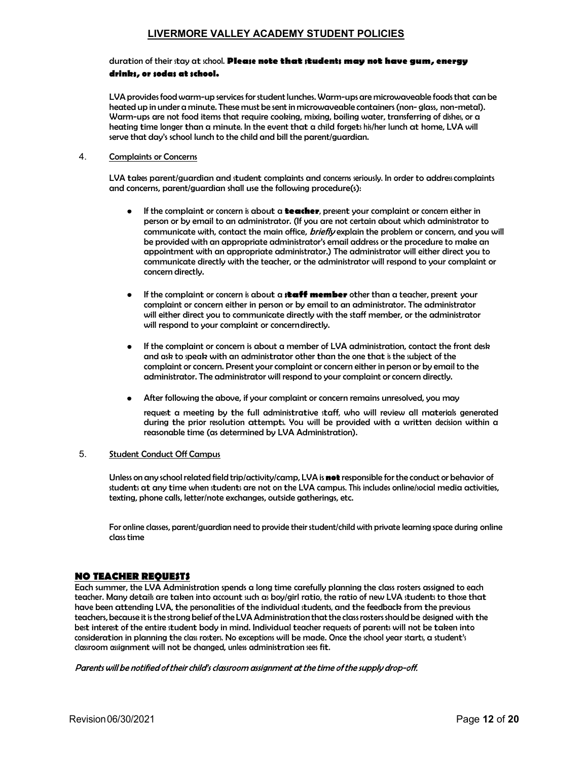duration of their stay at school. **Please note that students may not have gum, energy drinks, or sodas at school.**

LVA provides food warm-up services for student lunches. Warm-ups are microwaveable foods that can be heated up in under a minute. These must be sent in microwaveable containers (non- glass, non-metal). Warm-ups are not food items that require cooking, mixing, boiling water, transferring of dishes, or a heating time longer than a minute. In the event that a child forgets his/her lunch at home, LVA will serve that day's school lunch to the child and bill the parent/guardian.

4. Complaints or Concerns

LVA takes parent/guardian and student complaints and concerns seriously. In order to address complaints and concerns, parent/guardian shall use the following procedure(s):

- If the complaint or concern is about a **teacher**, present your complaint or concern either in person or by email to an administrator. (If you are not certain about which administrator to communicate with, contact the main office, *briefly* explain the problem or concern, and you will be provided with an appropriate administrator's email address or the procedure to make an appointment with an appropriate administrator.) The administrator will either direct you to communicate directly with the teacher, or the administrator will respond to your complaint or concern directly.
- If the complaint or concern is about a **staff member** other than a teacher, present your complaint or concern either in person or by email to an administrator. The administrator will either direct you to communicate directly with the staff member, or the administrator will respond to your complaint or concerndirectly.
- If the complaint or concern is about a member of LVA administration, contact the front desk and ask to speak with an administrator other than the one that is the subject of the complaint or concern. Present your complaint or concern either in person or by email to the administrator. The administrator will respond to your complaint or concern directly.
- After following the above, if your complaint or concern remains unresolved, you may

  request a meeting by the full administrative staff, who will review all materials generated during the prior resolution attempts. You will be provided with a written decision within a reasonable time (as determined by LVA Administration).

5. Student Conduct Off Campus

Unless on any school related field trip/activity/camp, LVA is **not** responsible for the conduct or behavior of students at any time when students are not on the LVA campus. This includes online/social media activities, texting, phone calls, letter/note exchanges, outside gatherings, etc.

For online classes, parent/guardian need to provide their student/child with private learning space during online class time

## NO TEACHER REQUESTS

Each summer, the LVA Administration spends a long time carefully planning the class rosters assigned to each teacher. Many details are taken into account such as boy/girl ratio, the ratio of new LVA students to those that have been attending LVA, the personalities of the individual students, and the feedback from the previous teachers, because it is the strong belief of the LVA Administration that the class rosters should be designed with the best interest of the entire student body in mind. Individual teacher requests of parents will not be taken into consideration in planning the class rosters. No exceptions will be made. Once the school year starts, a student's classroom assignment will not be changed, unless administration sees fit.

*Parents will be notified of their child's classroom assignment at the time of the supply drop-off.*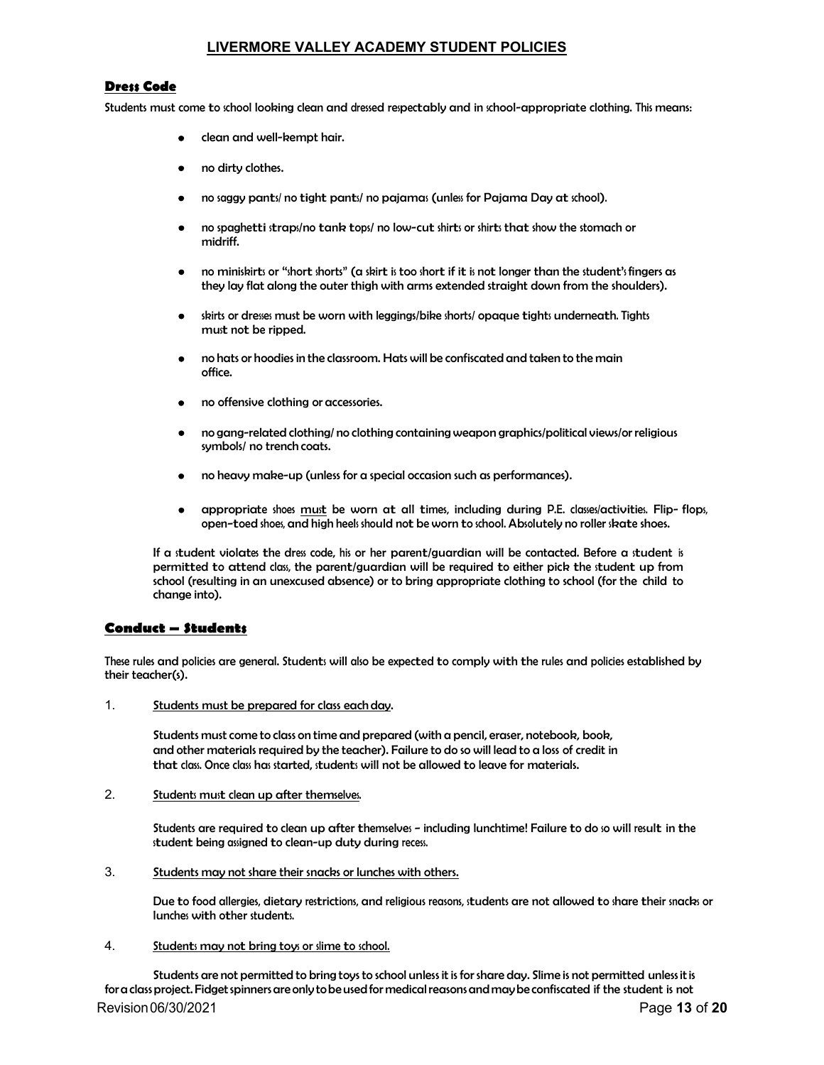# LIVERMORE VALLEY ACADEMY STUDENT POLICIES

## Dress Code

Students must come to school looking clean and dressed respectably and in school-appropriate clothing. This means:

- clean and well-kempt hair.
- no dirty clothes.
- no saggy pants/ no tight pants/ no pajamas (unless for Pajama Day at school).
- no spaghetti straps/no tank tops/ no low-cut shirts or shirts that show the stomach or midriff.
- no miniskirts or "short shorts" (a skirt is too short if it is not longer than the student's fingers as they lay flat along the outer thigh with arms extended straight down from the shoulders).
- skirts or dresses must be worn with leggings/bike shorts/ opaque tights underneath. Tights must not be ripped.
- no hats or hoodies in the classroom. Hats will be confiscated and taken to the main office.
- no offensive clothing or accessories.
- no gang-related clothing/ no clothing containing weapon graphics/political views/or religious symbols/ no trench coats.
- no heavy make-up (unless for a special occasion such as performances).
- appropriate shoes <u>must</u> be worn at all times, including during P.E. classes/activities. Flip- flops, open-toed shoes, and high heels should not be worn to school. Absolutely no roller skate shoes.

If a student violates the dress code, his or her parent/guardian will be contacted. Before a student is permitted to attend class, the parent/guardian will be required to either pick the student up from school (resulting in an unexcused absence) or to bring appropriate clothing to school (for the child to change into).

## Conduct – Students

These rules and policies are general. Students will also be expected to comply with the rules and policies established by their teacher(s).

1. <u>Students must be prepared for class each day.</u>

   Students must come to class on time and prepared (with a pencil, eraser, notebook, book, and other materials required by the teacher). Failure to do so will lead to a loss of credit in that class. Once class has started, students will not be allowed to leave for materials.

2. <u>Students must clean up after themselves.</u>

   Students are required to clean up after themselves – including lunchtime! Failure to do so will result in the student being assigned to clean-up duty during recess.

3. <u>Students may not share their snacks or lunches with others.</u>

   Due to food allergies, dietary restrictions, and religious reasons, students are not allowed to share their snacks or lunches with other students.

4. <u>Students may not bring toys or slime to school.</u>

   Students are not permitted to bring toys to school unless it is for share day. Slime is not permitted unless it is for a class project. Fidget spinners are only to be used for medical reasons and may be confiscated if the student is not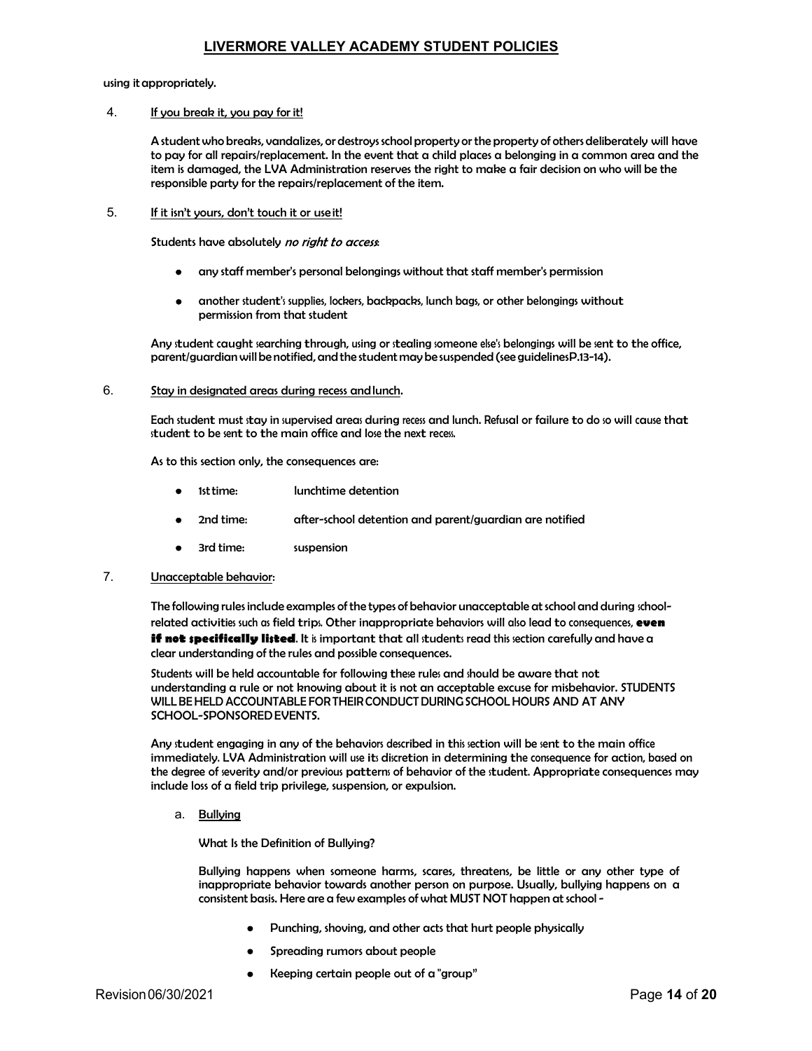using it appropriately.

4. <u>If you break it, you pay for it!</u>

   A student who breaks, vandalizes, or destroys school property or the property of others deliberately will have to pay for all repairs/replacement. In the event that a child places a belonging in a common area and the item is damaged, the LVA Administration reserves the right to make a fair decision on who will be the responsible party for the repairs/replacement of the item.

5. <u>If it isn't yours, don't touch it or use it!</u>

   Students have absolutely *no right to access*:

   - any staff member's personal belongings without that staff member's permission
   - another student's supplies, lockers, backpacks, lunch bags, or other belongings without permission from that student

   Any student caught searching through, using or stealing someone else's belongings will be sent to the office, parent/guardian will be notified, and the student may be suspended (see guidelines P.13-14).

6. <u>Stay in designated areas during recess and lunch</u>.

   Each student must stay in supervised areas during recess and lunch. Refusal or failure to do so will cause that student to be sent to the main office and lose the next recess.

   As to this section only, the consequences are:

   - 1st time: lunchtime detention
   - 2nd time: after-school detention and parent/guardian are notified
   - 3rd time: suspension

7. <u>Unacceptable behavior</u>:

   The following rules include examples of the types of behavior unacceptable at school and during school-related activities such as field trips. Other inappropriate behaviors will also lead to consequences, **even if not specifically listed**. It is important that all students read this section carefully and have a clear understanding of the rules and possible consequences.

   Students will be held accountable for following these rules and should be aware that not understanding a rule or not knowing about it is not an acceptable excuse for misbehavior. STUDENTS WILL BE HELD ACCOUNTABLE FOR THEIR CONDUCT DURING SCHOOL HOURS AND AT ANY SCHOOL-SPONSORED EVENTS.

   Any student engaging in any of the behaviors described in this section will be sent to the main office immediately. LVA Administration will use its discretion in determining the consequence for action, based on the degree of severity and/or previous patterns of behavior of the student. Appropriate consequences may include loss of a field trip privilege, suspension, or expulsion.

   a. <u>Bullying</u>

      What Is the Definition of Bullying?

      Bullying happens when someone harms, scares, threatens, be little or any other type of inappropriate behavior towards another person on purpose. Usually, bullying happens on a consistent basis. Here are a few examples of what MUST NOT happen at school -

      - Punching, shoving, and other acts that hurt people physically
      - Spreading rumors about people
      - Keeping certain people out of a "group"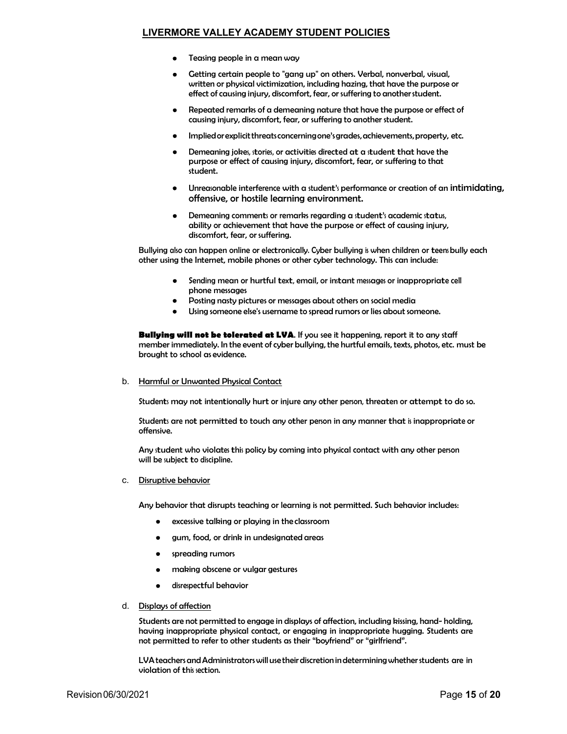- Teasing people in a mean way
- Getting certain people to "gang up" on others. Verbal, nonverbal, visual, written or physical victimization, including hazing, that have the purpose or effect of causing injury, discomfort, fear, or suffering to another student.
- Repeated remarks of a demeaning nature that have the purpose or effect of causing injury, discomfort, fear, or suffering to another student.
- Implied or explicit threats concerning one's grades, achievements, property, etc.
- Demeaning jokes, stories, or activities directed at a student that have the purpose or effect of causing injury, discomfort, fear, or suffering to that student.
- Unreasonable interference with a student's performance or creation of an intimidating, offensive, or hostile learning environment.
- Demeaning comments or remarks regarding a student's academic status, ability or achievement that have the purpose or effect of causing injury, discomfort, fear, or suffering.

Bullying also can happen online or electronically. Cyber bullying is when children or teens bully each other using the Internet, mobile phones or other cyber technology. This can include:

- Sending mean or hurtful text, email, or instant messages or inappropriate cell phone messages
- Posting nasty pictures or messages about others on social media
- Using someone else's username to spread rumors or lies about someone.

**Bullying will not be tolerated at LVA**. If you see it happening, report it to any staff member immediately. In the event of cyber bullying, the hurtful emails, texts, photos, etc. must be brought to school as evidence.

b. Harmful or Unwanted Physical Contact

Students may not intentionally hurt or injure any other person, threaten or attempt to do so.

Students are not permitted to touch any other person in any manner that is inappropriate or offensive.

Any student who violates this policy by coming into physical contact with any other person will be subject to discipline.

c. Disruptive behavior

Any behavior that disrupts teaching or learning is not permitted. Such behavior includes:

- excessive talking or playing in the classroom
- gum, food, or drink in undesignated areas
- spreading rumors
- making obscene or vulgar gestures
- disrespectful behavior

d. Displays of affection

Students are not permitted to engage in displays of affection, including kissing, hand- holding, having inappropriate physical contact, or engaging in inappropriate hugging. Students are not permitted to refer to other students as their "boyfriend" or "girlfriend".

LVA teachers and Administrators will use their discretion in determining whether students are in violation of this section.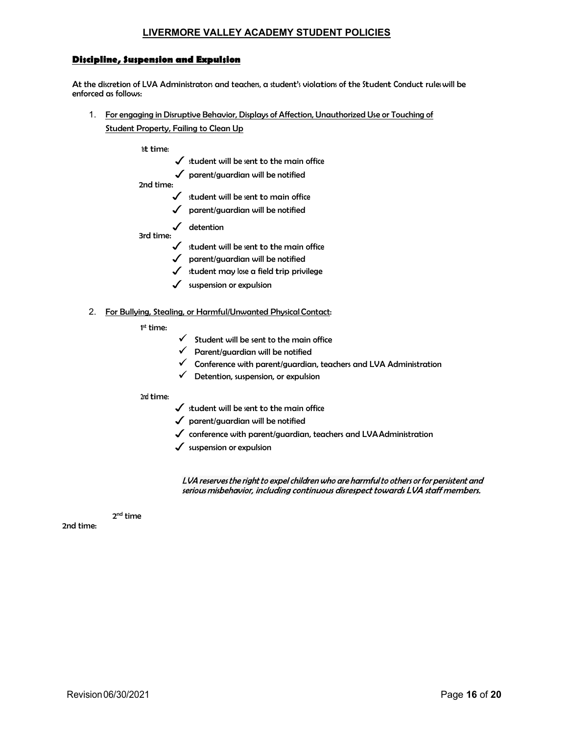## Discipline, Suspension and Expulsion

At the discretion of LVA Administrators and teachers, a student's violations of the Student Conduct rules will be enforced as follows:

1. For engaging in Disruptive Behavior, Displays of Affection, Unauthorized Use or Touching of Student Property, Failing to Clean Up

   1st time:
   - ✓ student will be sent to the main office
   - ✓ parent/guardian will be notified

   2nd time:
   - ✓ student will be sent to main office
   - ✓ parent/guardian will be notified
   - ✓ detention

   3rd time:
   - ✓ student will be sent to the main office
   - ✓ parent/guardian will be notified
   - ✓ student may lose a field trip privilege
   - ✓ suspension or expulsion

2. For Bullying, Stealing, or Harmful/Unwanted Physical Contact:

   1st time:
   - ✓ Student will be sent to the main office
   - ✓ Parent/guardian will be notified
   - ✓ Conference with parent/guardian, teachers and LVA Administration
   - ✓ Detention, suspension, or expulsion

   2nd time:
   - ✓ student will be sent to the main office
   - ✓ parent/guardian will be notified
   - ✓ conference with parent/guardian, teachers and LVA Administration
   - ✓ suspension or expulsion

*LVA reserves the right to expel children who are harmful to others or for persistent and serious misbehavior, including continuous disrespect towards LVA staff members.*

2nd time

2nd time: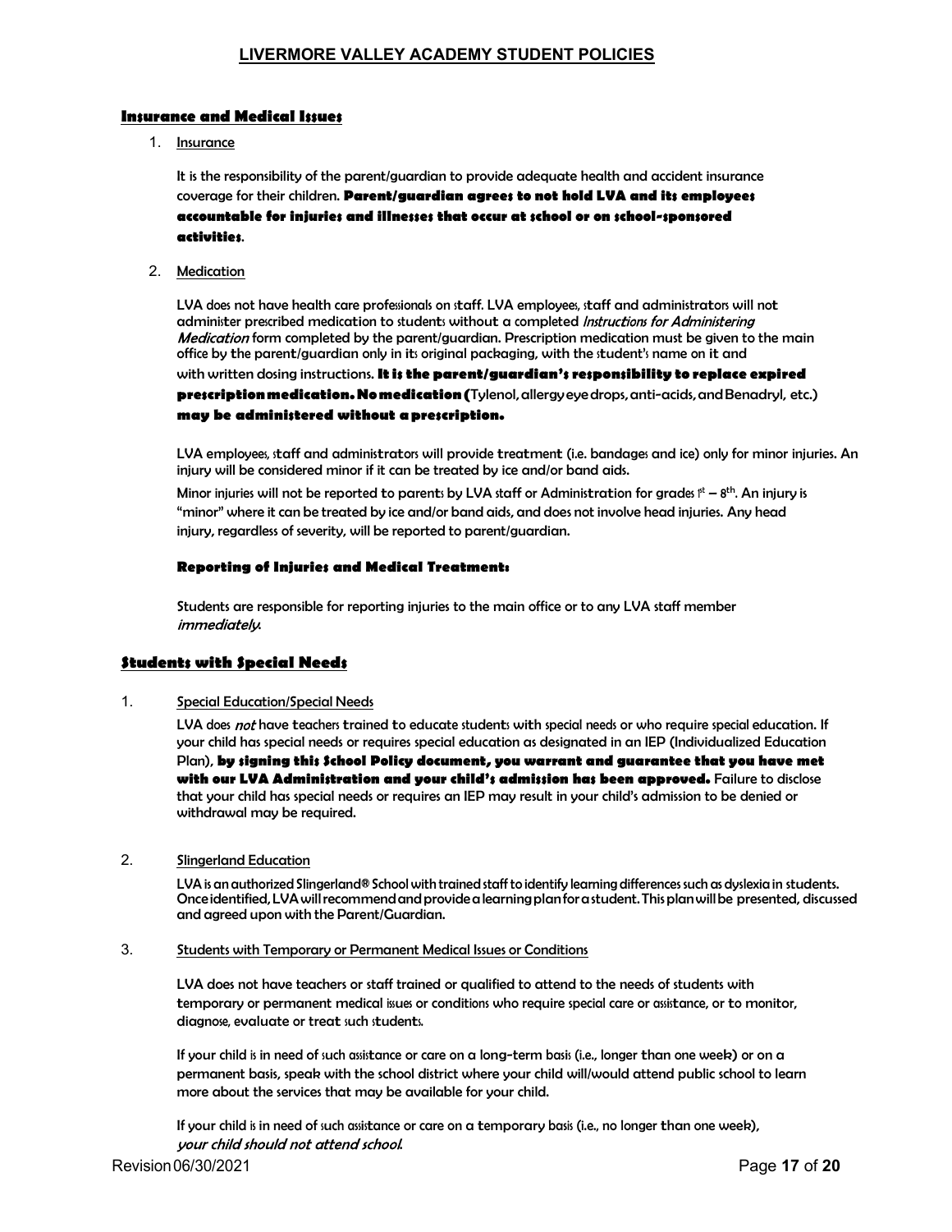## Insurance and Medical Issues

1. Insurance

   It is the responsibility of the parent/guardian to provide adequate health and accident insurance coverage for their children. **Parent/guardian agrees to not hold LVA and its employees accountable for injuries and illnesses that occur at school or on school-sponsored activities**.

2. Medication

   LVA does not have health care professionals on staff. LVA employees, staff and administrators will not administer prescribed medication to students without a completed *Instructions for Administering Medication* form completed by the parent/guardian. Prescription medication must be given to the main office by the parent/guardian only in its original packaging, with the student's name on it and with written dosing instructions. **It is the parent/guardian's responsibility to replace expired prescription medication. No medication (**Tylenol, allergy eye drops, anti-acids, and Benadryl, etc.) **may be administered without a prescription.**

   LVA employees, staff and administrators will provide treatment (i.e. bandages and ice) only for minor injuries. An injury will be considered minor if it can be treated by ice and/or band aids.

   Minor injuries will not be reported to parents by LVA staff or Administration for grades 1st – 8th. An injury is "minor" where it can be treated by ice and/or band aids, and does not involve head injuries. Any head injury, regardless of severity, will be reported to parent/guardian.

   **Reporting of Injuries and Medical Treatment:**

   Students are responsible for reporting injuries to the main office or to any LVA staff member *immediately*.

## Students with Special Needs

1. Special Education/Special Needs

   LVA does *not* have teachers trained to educate students with special needs or who require special education. If your child has special needs or requires special education as designated in an IEP (Individualized Education Plan), **by signing this School Policy document, you warrant and guarantee that you have met with our LVA Administration and your child's admission has been approved.** Failure to disclose that your child has special needs or requires an IEP may result in your child's admission to be denied or withdrawal may be required.

2. Slingerland Education

   LVA is an authorized Slingerland® School with trained staff to identify learning differences such as dyslexia in students. Once identified, LVA will recommend and provide a learning plan for a student. This plan will be presented, discussed and agreed upon with the Parent/Guardian.

3. Students with Temporary or Permanent Medical Issues or Conditions

   LVA does not have teachers or staff trained or qualified to attend to the needs of students with temporary or permanent medical issues or conditions who require special care or assistance, or to monitor, diagnose, evaluate or treat such students.

   If your child is in need of such assistance or care on a long-term basis (i.e., longer than one week) or on a permanent basis, speak with the school district where your child will/would attend public school to learn more about the services that may be available for your child.

   If your child is in need of such assistance or care on a temporary basis (i.e., no longer than one week), *your child should not attend school.*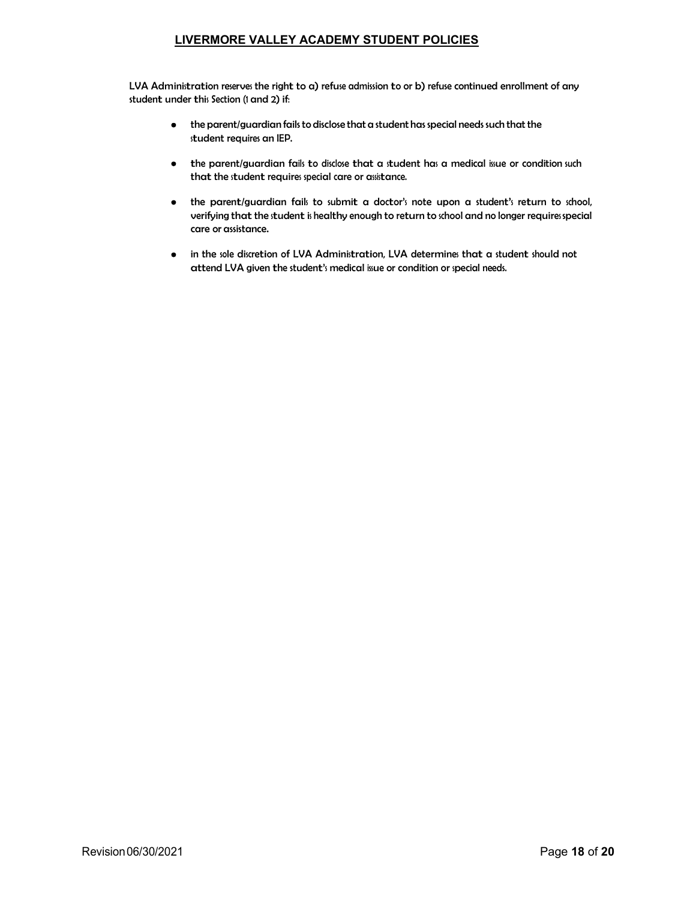LVA Administration reserves the right to a) refuse admission to or b) refuse continued enrollment of any student under this Section (1 and 2) if:

- the parent/guardian fails to disclose that a student has special needs such that the student requires an IEP.
- the parent/guardian fails to disclose that a student has a medical issue or condition such that the student requires special care or assistance.
- the parent/guardian fails to submit a doctor's note upon a student's return to school, verifying that the student is healthy enough to return to school and no longer requires special care or assistance.
- in the sole discretion of LVA Administration, LVA determines that a student should not attend LVA given the student's medical issue or condition or special needs.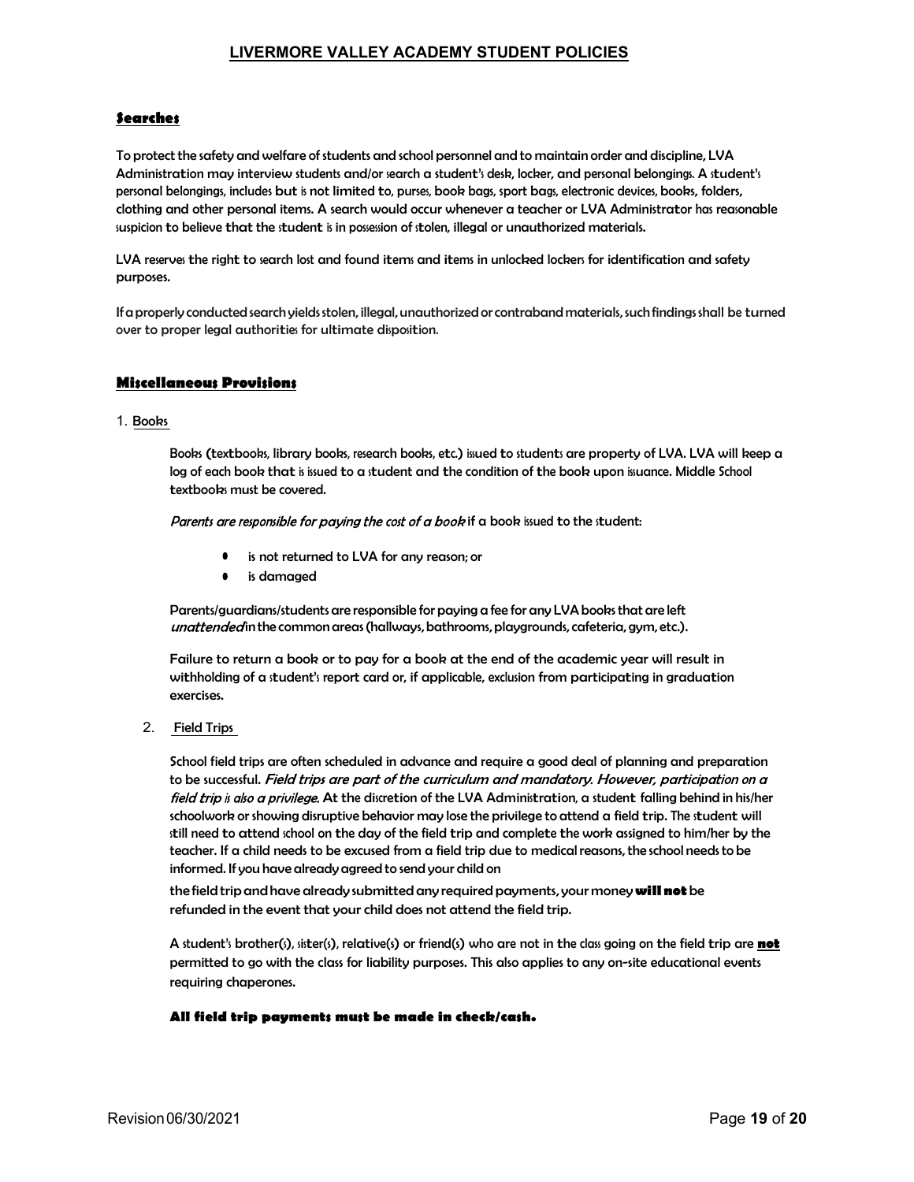## Searches

To protect the safety and welfare of students and school personnel and to maintain order and discipline, LVA Administration may interview students and/or search a student's desk, locker, and personal belongings. A student's personal belongings, includes but is not limited to, purses, book bags, sport bags, electronic devices, books, folders, clothing and other personal items. A search would occur whenever a teacher or LVA Administrator has reasonable suspicion to believe that the student is in possession of stolen, illegal or unauthorized materials.

LVA reserves the right to search lost and found items and items in unlocked lockers for identification and safety purposes.

If a properly conducted search yields stolen, illegal, unauthorized or contraband materials, such findings shall be turned over to proper legal authorities for ultimate disposition.

## Miscellaneous Provisions

1. Books

Books (textbooks, library books, research books, etc.) issued to students are property of LVA. LVA will keep a log of each book that is issued to a student and the condition of the book upon issuance. Middle School textbooks must be covered.

*Parents are responsible for paying the cost of a book* if a book issued to the student:

- is not returned to LVA for any reason; or
- is damaged

Parents/guardians/students are responsible for paying a fee for any LVA books that are left *unattended* in the common areas (hallways, bathrooms, playgrounds, cafeteria, gym, etc.).

Failure to return a book or to pay for a book at the end of the academic year will result in withholding of a student's report card or, if applicable, exclusion from participating in graduation exercises.

2. Field Trips

School field trips are often scheduled in advance and require a good deal of planning and preparation to be successful. *Field trips are part of the curriculum and mandatory. However, participation on a field trip is also a privilege.* At the discretion of the LVA Administration, a student falling behind in his/her schoolwork or showing disruptive behavior may lose the privilege to attend a field trip. The student will still need to attend school on the day of the field trip and complete the work assigned to him/her by the teacher. If a child needs to be excused from a field trip due to medical reasons, the school needs to be informed. If you have already agreed to send your child on the field trip and have already submitted any required payments, your money **will not** be refunded in the event that your child does not attend the field trip.

A student's brother(s), sister(s), relative(s) or friend(s) who are not in the class going on the field trip are **not** permitted to go with the class for liability purposes. This also applies to any on-site educational events requiring chaperones.

**All field trip payments must be made in check/cash.**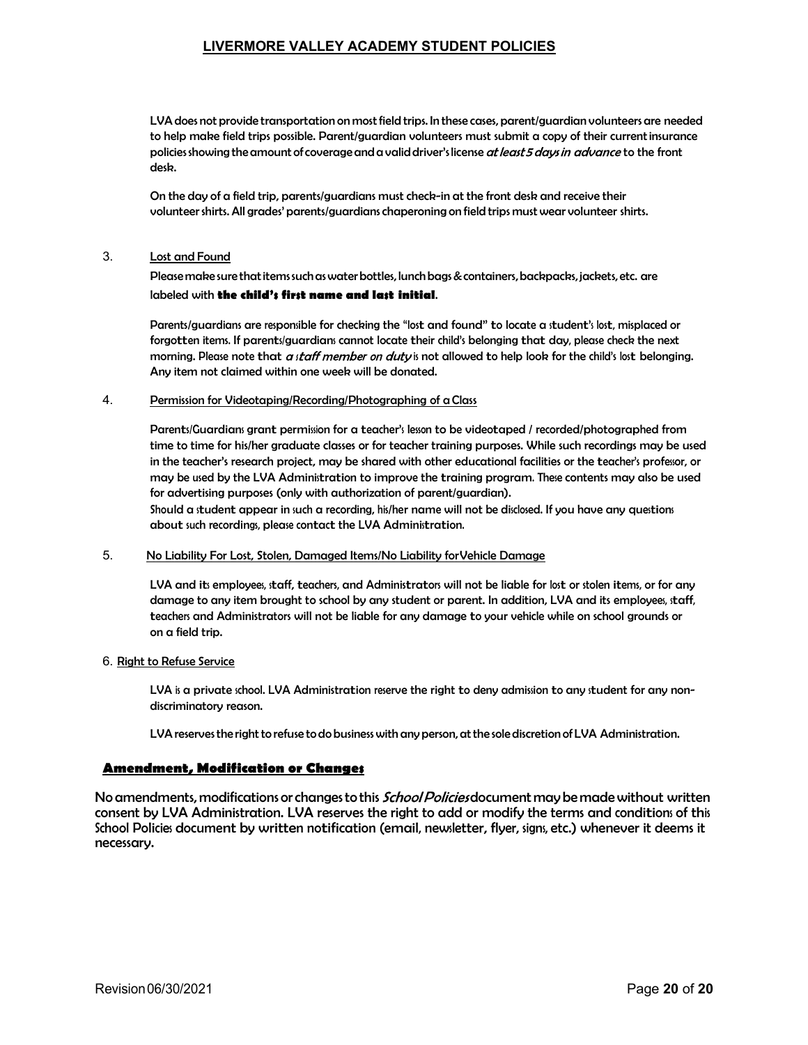LVA does not provide transportation on most field trips. In these cases, parent/guardian volunteers are needed to help make field trips possible. Parent/guardian volunteers must submit a copy of their current insurance policies showing the amount of coverage and a valid driver's license *at least 5 days in advance* to the front desk.

On the day of a field trip, parents/guardians must check-in at the front desk and receive their volunteer shirts. All grades' parents/guardians chaperoning on field trips must wear volunteer shirts.

3. Lost and Found

Please make sure that items such as water bottles, lunch bags & containers, backpacks, jackets, etc. are labeled with **the child's first name and last initial**.

Parents/guardians are responsible for checking the "lost and found" to locate a student's lost, misplaced or forgotten items. If parents/guardians cannot locate their child's belonging that day, please check the next morning. Please note that *a staff member on duty* is not allowed to help look for the child's lost belonging. Any item not claimed within one week will be donated.

4. Permission for Videotaping/Recording/Photographing of a Class

Parents/Guardians grant permission for a teacher's lesson to be videotaped / recorded/photographed from time to time for his/her graduate classes or for teacher training purposes. While such recordings may be used in the teacher's research project, may be shared with other educational facilities or the teacher's professor, or may be used by the LVA Administration to improve the training program. These contents may also be used for advertising purposes (only with authorization of parent/guardian).
Should a student appear in such a recording, his/her name will not be disclosed. If you have any questions about such recordings, please contact the LVA Administration.

5. No Liability For Lost, Stolen, Damaged Items/No Liability forVehicle Damage

LVA and its employees, staff, teachers, and Administrators will not be liable for lost or stolen items, or for any damage to any item brought to school by any student or parent. In addition, LVA and its employees, staff, teachers and Administrators will not be liable for any damage to your vehicle while on school grounds or on a field trip.

6. Right to Refuse Service

LVA is a private school. LVA Administration reserve the right to deny admission to any student for any non-discriminatory reason.

LVA reserves the right to refuse to do business with any person, at the sole discretion of LVA Administration.

## Amendment, Modification or Changes

No amendments, modifications or changes to this *School Policies* document may be made without written consent by LVA Administration. LVA reserves the right to add or modify the terms and conditions of this School Policies document by written notification (email, newsletter, flyer, signs, etc.) whenever it deems it necessary.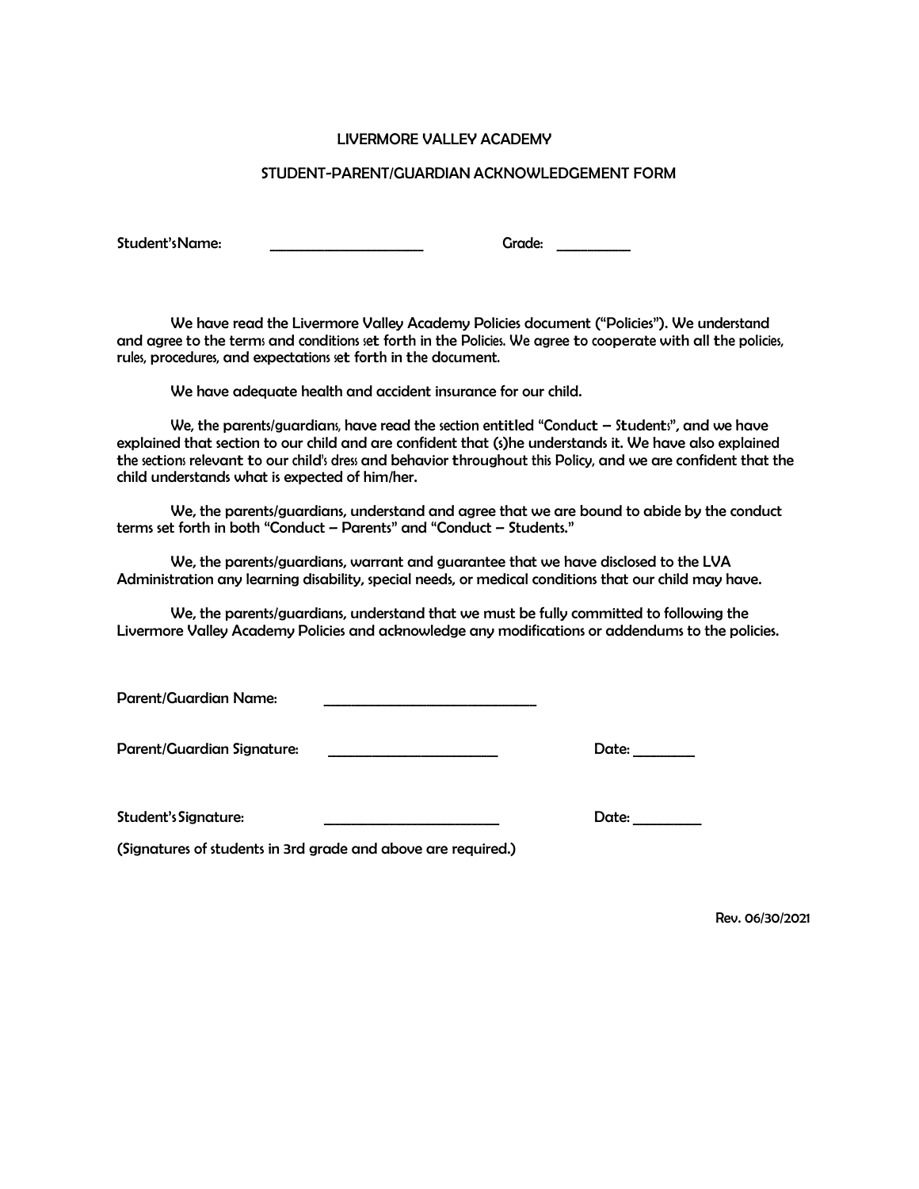# LIVERMORE VALLEY ACADEMY

## STUDENT-PARENT/GUARDIAN ACKNOWLEDGEMENT FORM

Student's Name: ______________________ Grade: __________

We have read the Livermore Valley Academy Policies document ("Policies"). We understand and agree to the terms and conditions set forth in the Policies. We agree to cooperate with all the policies, rules, procedures, and expectations set forth in the document.

We have adequate health and accident insurance for our child.

We, the parents/guardians, have read the section entitled "Conduct – Students", and we have explained that section to our child and are confident that (s)he understands it. We have also explained the sections relevant to our child's dress and behavior throughout this Policy, and we are confident that the child understands what is expected of him/her.

We, the parents/guardians, understand and agree that we are bound to abide by the conduct terms set forth in both "Conduct – Parents" and "Conduct – Students."

We, the parents/guardians, warrant and guarantee that we have disclosed to the LVA Administration any learning disability, special needs, or medical conditions that our child may have.

We, the parents/guardians, understand that we must be fully committed to following the Livermore Valley Academy Policies and acknowledge any modifications or addendums to the policies.

Parent/Guardian Name: ______________________________

Parent/Guardian Signature: ________________________ Date: ________

Student's Signature: ________________________ Date: _________

(Signatures of students in 3rd grade and above are required.)

Rev. 06/30/2021